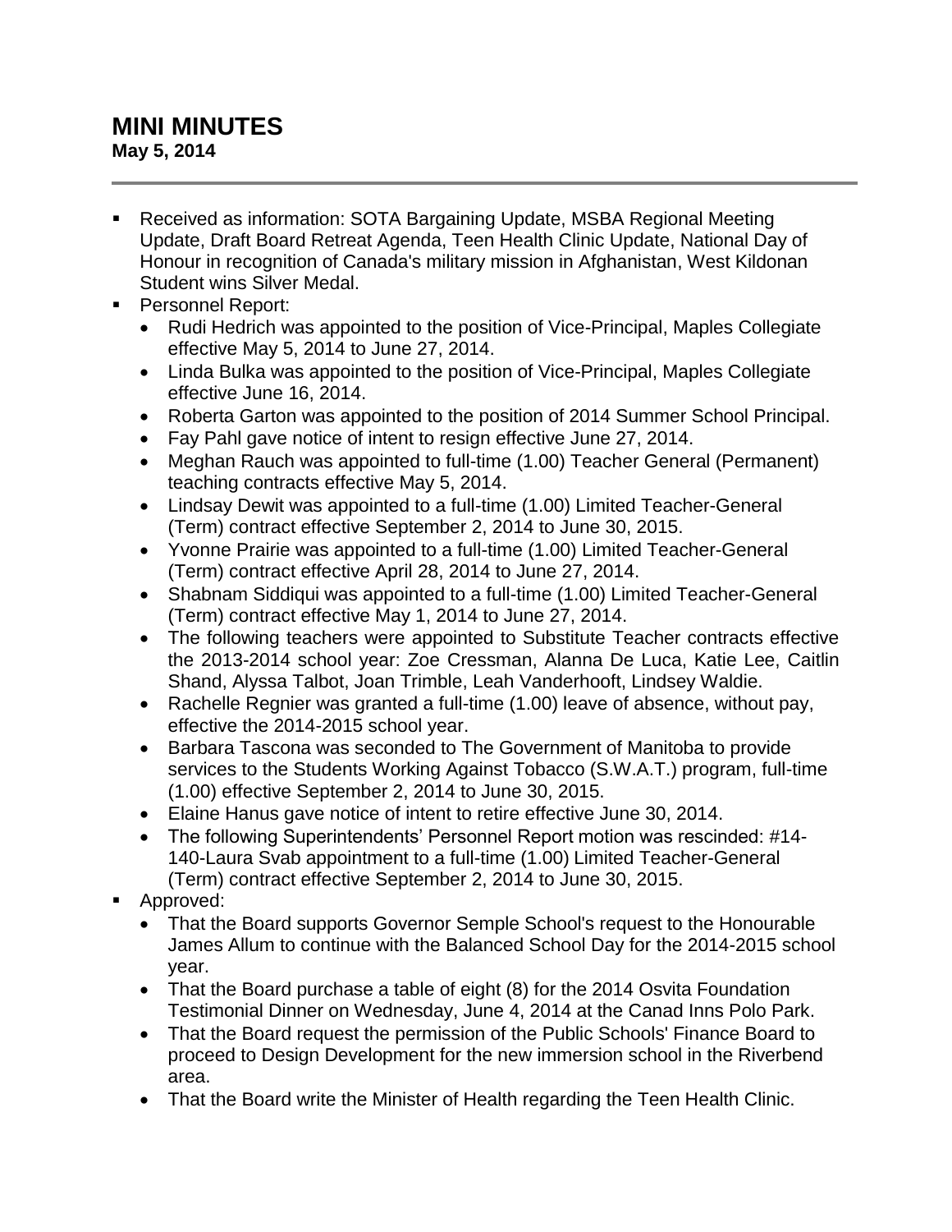# MINI MINUTES

**May 5, 2014**

---

- Received as information: SOTA Bargaining Update, MSBA Regional Meeting Update, Draft Board Retreat Agenda, Teen Health Clinic Update, National Day of Honour in recognition of Canada's military mission in Afghanistan, West Kildonan Student wins Silver Medal.
- Personnel Report:
  - Rudi Hedrich was appointed to the position of Vice-Principal, Maples Collegiate effective May 5, 2014 to June 27, 2014.
  - Linda Bulka was appointed to the position of Vice-Principal, Maples Collegiate effective June 16, 2014.
  - Roberta Garton was appointed to the position of 2014 Summer School Principal.
  - Fay Pahl gave notice of intent to resign effective June 27, 2014.
  - Meghan Rauch was appointed to full-time (1.00) Teacher General (Permanent) teaching contracts effective May 5, 2014.
  - Lindsay Dewit was appointed to a full-time (1.00) Limited Teacher-General (Term) contract effective September 2, 2014 to June 30, 2015.
  - Yvonne Prairie was appointed to a full-time (1.00) Limited Teacher-General (Term) contract effective April 28, 2014 to June 27, 2014.
  - Shabnam Siddiqui was appointed to a full-time (1.00) Limited Teacher-General (Term) contract effective May 1, 2014 to June 27, 2014.
  - The following teachers were appointed to Substitute Teacher contracts effective the 2013-2014 school year: Zoe Cressman, Alanna De Luca, Katie Lee, Caitlin Shand, Alyssa Talbot, Joan Trimble, Leah Vanderhooft, Lindsey Waldie.
  - Rachelle Regnier was granted a full-time (1.00) leave of absence, without pay, effective the 2014-2015 school year.
  - Barbara Tascona was seconded to The Government of Manitoba to provide services to the Students Working Against Tobacco (S.W.A.T.) program, full-time (1.00) effective September 2, 2014 to June 30, 2015.
  - Elaine Hanus gave notice of intent to retire effective June 30, 2014.
  - The following Superintendents' Personnel Report motion was rescinded: #14-140-Laura Svab appointment to a full-time (1.00) Limited Teacher-General (Term) contract effective September 2, 2014 to June 30, 2015.
- Approved:
  - That the Board supports Governor Semple School's request to the Honourable James Allum to continue with the Balanced School Day for the 2014-2015 school year.
  - That the Board purchase a table of eight (8) for the 2014 Osvita Foundation Testimonial Dinner on Wednesday, June 4, 2014 at the Canad Inns Polo Park.
  - That the Board request the permission of the Public Schools' Finance Board to proceed to Design Development for the new immersion school in the Riverbend area.
  - That the Board write the Minister of Health regarding the Teen Health Clinic.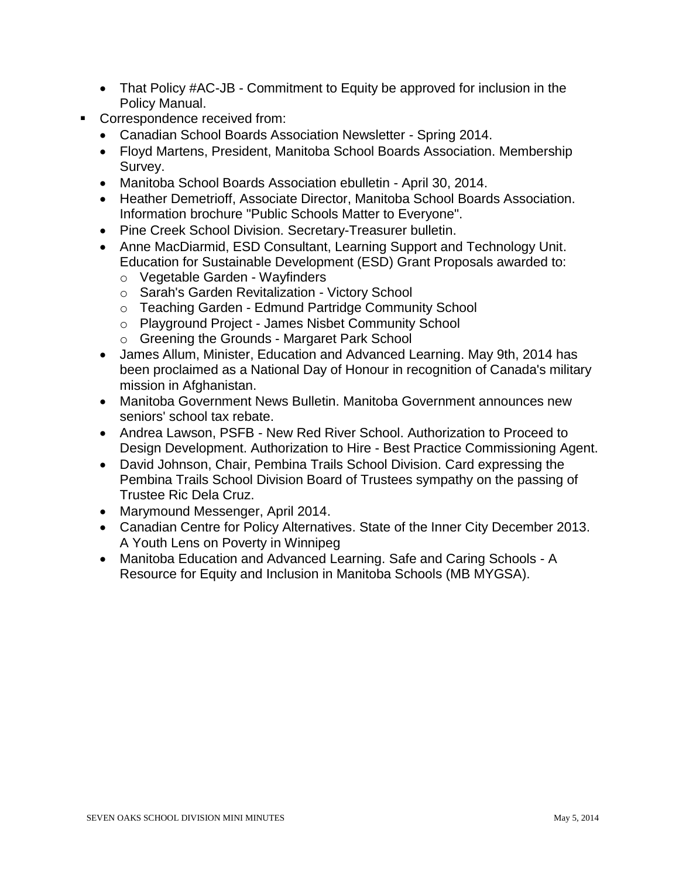- That Policy #AC-JB - Commitment to Equity be approved for inclusion in the Policy Manual.
- Correspondence received from:
  - Canadian School Boards Association Newsletter - Spring 2014.
  - Floyd Martens, President, Manitoba School Boards Association. Membership Survey.
  - Manitoba School Boards Association ebulletin - April 30, 2014.
  - Heather Demetrioff, Associate Director, Manitoba School Boards Association. Information brochure "Public Schools Matter to Everyone".
  - Pine Creek School Division. Secretary-Treasurer bulletin.
  - Anne MacDiarmid, ESD Consultant, Learning Support and Technology Unit. Education for Sustainable Development (ESD) Grant Proposals awarded to:
    - Vegetable Garden - Wayfinders
    - Sarah's Garden Revitalization - Victory School
    - Teaching Garden - Edmund Partridge Community School
    - Playground Project - James Nisbet Community School
    - Greening the Grounds - Margaret Park School
  - James Allum, Minister, Education and Advanced Learning. May 9th, 2014 has been proclaimed as a National Day of Honour in recognition of Canada's military mission in Afghanistan.
  - Manitoba Government News Bulletin. Manitoba Government announces new seniors' school tax rebate.
  - Andrea Lawson, PSFB - New Red River School. Authorization to Proceed to Design Development. Authorization to Hire - Best Practice Commissioning Agent.
  - David Johnson, Chair, Pembina Trails School Division. Card expressing the Pembina Trails School Division Board of Trustees sympathy on the passing of Trustee Ric Dela Cruz.
  - Marymound Messenger, April 2014.
  - Canadian Centre for Policy Alternatives. State of the Inner City December 2013. A Youth Lens on Poverty in Winnipeg
  - Manitoba Education and Advanced Learning. Safe and Caring Schools - A Resource for Equity and Inclusion in Manitoba Schools (MB MYGSA).